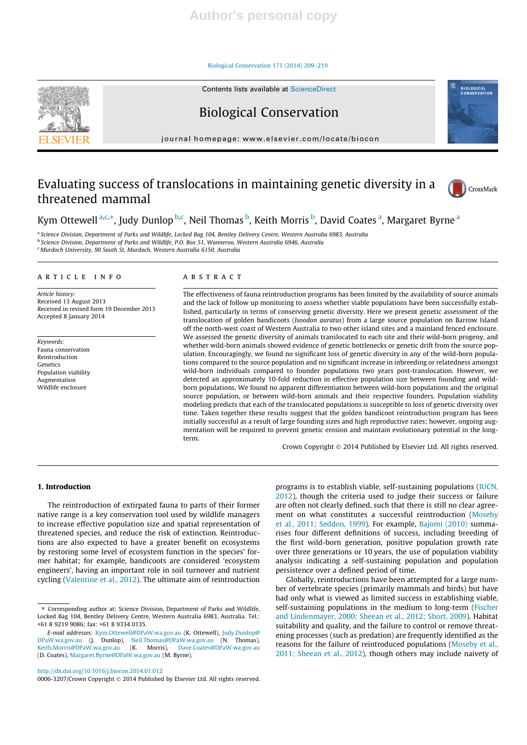# Evaluating success of translocations in maintaining genetic diversity in a threatened mammal

Kym Ottewell [a,c,*], Judy Dunlop [b,c], Neil Thomas [b], Keith Morris [b], David Coates [a], Margaret Byrne [a]

[a] Science Division, Department of Parks and Wildlife, Locked Bag 104, Bentley Delivery Centre, Western Australia 6983, Australia
[b] Science Division, Department of Parks and Wildlife, P.O. Box 51, Wanneroo, Western Australia 6946, Australia
[c] Murdoch University, 90 South St, Murdoch, Western Australia 6150, Australia

**ARTICLE INFO**

*Article history:*
Received 13 August 2013
Received in revised form 19 December 2013
Accepted 8 January 2014

*Keywords:*
Fauna conservation
Reintroduction
Genetics
Population viability
Augmentation
Wildlife enclosure

**ABSTRACT**

The effectiveness of fauna reintroduction programs has been limited by the availability of source animals and the lack of follow up monitoring to assess whether viable populations have been successfully established, particularly in terms of conserving genetic diversity. Here we present genetic assessment of the translocation of golden bandicoots (*Isoodon auratus*) from a large source population on Barrow Island off the north-west coast of Western Australia to two other island sites and a mainland fenced enclosure. We assessed the genetic diversity of animals translocated to each site and their wild-born progeny, and whether wild-born animals showed evidence of genetic bottlenecks or genetic drift from the source population. Encouragingly, we found no significant loss of genetic diversity in any of the wild-born populations compared to the source population and no significant increase in inbreeding or relatedness amongst wild-born individuals compared to founder populations two years post-translocation. However, we detected an approximately 10-fold reduction in effective population size between founding and wild-born populations. We found no apparent differentiation between wild-born populations and the original source population, or between wild-born animals and their respective founders. Population viability modeling predicts that each of the translocated populations is susceptible to loss of genetic diversity over time. Taken together these results suggest that the golden bandicoot reintroduction program has been initially successful as a result of large founding sizes and high reproductive rates; however, ongoing augmentation will be required to prevent genetic erosion and maintain evolutionary potential in the long-term.

Crown Copyright © 2014 Published by Elsevier Ltd. All rights reserved.

## 1. Introduction

The reintroduction of extirpated fauna to parts of their former native range is a key conservation tool used by wildlife managers to increase effective population size and spatial representation of threatened species, and reduce the risk of extinction. Reintroductions are also expected to have a greater benefit on ecosystems by restoring some level of ecosystem function in the species' former habitat; for example, bandicoots are considered 'ecosystem engineers', having an important role in soil turnover and nutrient cycling (Valentine et al., 2012). The ultimate aim of reintroduction programs is to establish viable, self-sustaining populations (IUCN, 2012), though the criteria used to judge their success or failure are often not clearly defined, such that there is still no clear agreement on what constitutes a successful reintroduction (Moseby et al., 2011; Seddon, 1999). For example, Bajomi (2010) summarises four different definitions of success, including breeding of the first wild-born generation, positive population growth rate over three generations or 10 years, the use of population viability analysis indicating a self-sustaining population and population persistence over a defined period of time.

Globally, reintroductions have been attempted for a large number of vertebrate species (primarily mammals and birds) but have had only what is viewed as limited success in establishing viable, self-sustaining populations in the medium to long-term (Fischer and Lindenmayer, 2000; Sheean et al., 2012; Short, 2009). Habitat suitability and quality, and the failure to control or remove threatening processes (such as predation) are frequently identified as the reasons for the failure of reintroduced populations (Moseby et al., 2011; Sheean et al., 2012), though others may include naivety of

* Corresponding author at: Science Division, Department of Parks and Wildlife, Locked Bag 104, Bentley Delivery Centre, Western Australia 6983, Australia. Tel.: +61 8 9219 9086; fax: +61 8 9334 0135.

*E-mail addresses:* Kym.Ottewell@DPaW.wa.gov.au (K. Ottewell), Judy.Dunlop@DPaW.wa.gov.au (J. Dunlop), Neil.Thomas@DPaW.wa.gov.au (N. Thomas), Keith.Morris@DPaW.wa.gov.au (K. Morris), Dave.Coates@DPaW.wa.gov.au (D. Coates), Margaret.Byrne@DPaW.wa.gov.au (M. Byrne).

http://dx.doi.org/10.1016/j.biocon.2014.01.012
0006-3207/Crown Copyright © 2014 Published by Elsevier Ltd. All rights reserved.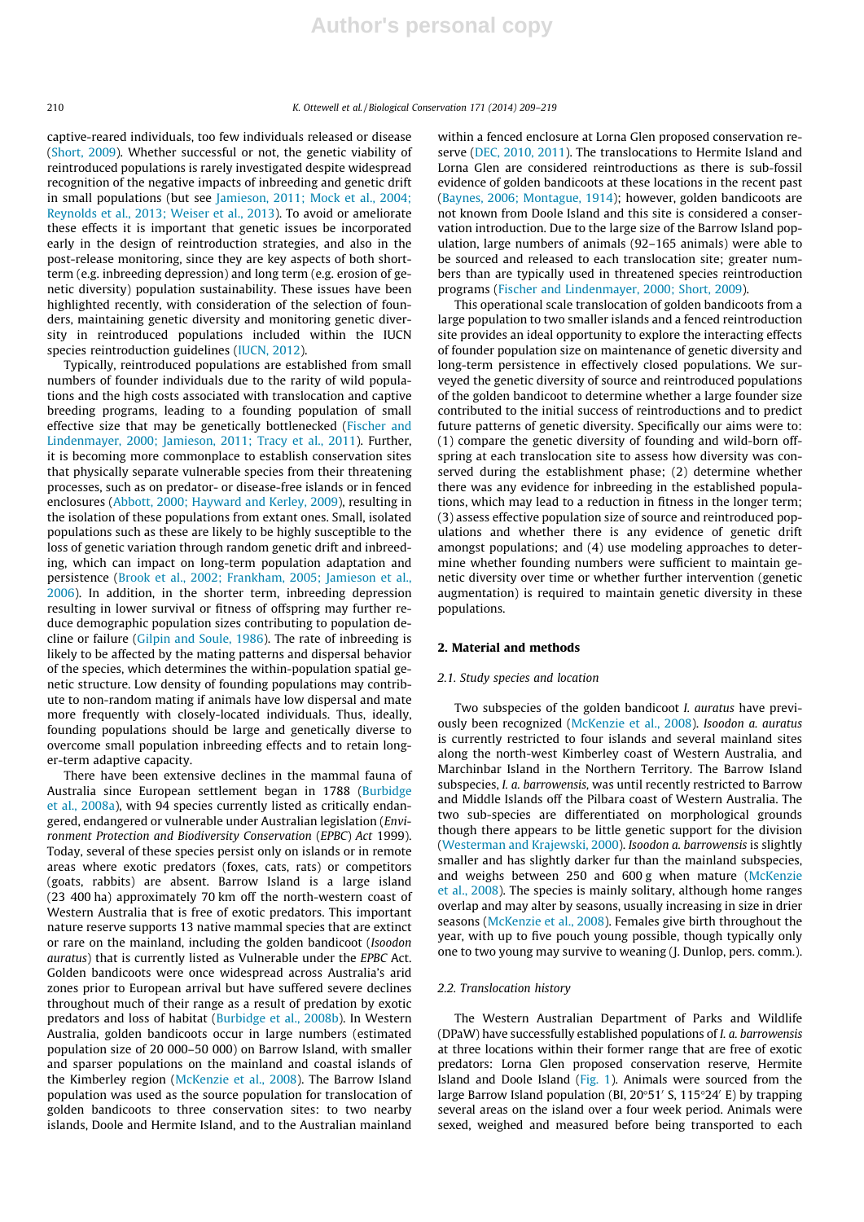captive-reared individuals, too few individuals released or disease (Short, 2009). Whether successful or not, the genetic viability of reintroduced populations is rarely investigated despite widespread recognition of the negative impacts of inbreeding and genetic drift in small populations (but see Jamieson, 2011; Mock et al., 2004; Reynolds et al., 2013; Weiser et al., 2013). To avoid or ameliorate these effects it is important that genetic issues be incorporated early in the design of reintroduction strategies, and also in the post-release monitoring, since they are key aspects of both short-term (e.g. inbreeding depression) and long term (e.g. erosion of genetic diversity) population sustainability. These issues have been highlighted recently, with consideration of the selection of founders, maintaining genetic diversity and monitoring genetic diversity in reintroduced populations included within the IUCN species reintroduction guidelines (IUCN, 2012).

Typically, reintroduced populations are established from small numbers of founder individuals due to the rarity of wild populations and the high costs associated with translocation and captive breeding programs, leading to a founding population of small effective size that may be genetically bottlenecked (Fischer and Lindenmayer, 2000; Jamieson, 2011; Tracy et al., 2011). Further, it is becoming more commonplace to establish conservation sites that physically separate vulnerable species from their threatening processes, such as on predator- or disease-free islands or in fenced enclosures (Abbott, 2000; Hayward and Kerley, 2009), resulting in the isolation of these populations from extant ones. Small, isolated populations such as these are likely to be highly susceptible to the loss of genetic variation through random genetic drift and inbreeding, which can impact on long-term population adaptation and persistence (Brook et al., 2002; Frankham, 2005; Jamieson et al., 2006). In addition, in the shorter term, inbreeding depression resulting in lower survival or fitness of offspring may further reduce demographic population sizes contributing to population decline or failure (Gilpin and Soule, 1986). The rate of inbreeding is likely to be affected by the mating patterns and dispersal behavior of the species, which determines the within-population spatial genetic structure. Low density of founding populations may contribute to non-random mating if animals have low dispersal and mate more frequently with closely-located individuals. Thus, ideally, founding populations should be large and genetically diverse to overcome small population inbreeding effects and to retain longer-term adaptive capacity.

There have been extensive declines in the mammal fauna of Australia since European settlement began in 1788 (Burbidge et al., 2008a), with 94 species currently listed as critically endangered, endangered or vulnerable under Australian legislation (*Environment Protection and Biodiversity Conservation* (*EPBC*) *Act* 1999). Today, several of these species persist only on islands or in remote areas where exotic predators (foxes, cats, rats) or competitors (goats, rabbits) are absent. Barrow Island is a large island (23 400 ha) approximately 70 km off the north-western coast of Western Australia that is free of exotic predators. This important nature reserve supports 13 native mammal species that are extinct or rare on the mainland, including the golden bandicoot (*Isoodon auratus*) that is currently listed as Vulnerable under the *EPBC* Act. Golden bandicoots were once widespread across Australia's arid zones prior to European arrival but have suffered severe declines throughout much of their range as a result of predation by exotic predators and loss of habitat (Burbidge et al., 2008b). In Western Australia, golden bandicoots occur in large numbers (estimated population size of 20 000–50 000) on Barrow Island, with smaller and sparser populations on the mainland and coastal islands of the Kimberley region (McKenzie et al., 2008). The Barrow Island population was used as the source population for translocation of golden bandicoots to three conservation sites: to two nearby islands, Doole and Hermite Island, and to the Australian mainland within a fenced enclosure at Lorna Glen proposed conservation reserve (DEC, 2010, 2011). The translocations to Hermite Island and Lorna Glen are considered reintroductions as there is sub-fossil evidence of golden bandicoots at these locations in the recent past (Baynes, 2006; Montague, 1914); however, golden bandicoots are not known from Doole Island and this site is considered a conservation introduction. Due to the large size of the Barrow Island population, large numbers of animals (92–165 animals) were able to be sourced and released to each translocation site; greater numbers than are typically used in threatened species reintroduction programs (Fischer and Lindenmayer, 2000; Short, 2009).

This operational scale translocation of golden bandicoots from a large population to two smaller islands and a fenced reintroduction site provides an ideal opportunity to explore the interacting effects of founder population size on maintenance of genetic diversity and long-term persistence in effectively closed populations. We surveyed the genetic diversity of source and reintroduced populations of the golden bandicoot to determine whether a large founder size contributed to the initial success of reintroductions and to predict future patterns of genetic diversity. Specifically our aims were to: (1) compare the genetic diversity of founding and wild-born offspring at each translocation site to assess how diversity was conserved during the establishment phase; (2) determine whether there was any evidence for inbreeding in the established populations, which may lead to a reduction in fitness in the longer term; (3) assess effective population size of source and reintroduced populations and whether there is any evidence of genetic drift amongst populations; and (4) use modeling approaches to determine whether founding numbers were sufficient to maintain genetic diversity over time or whether further intervention (genetic augmentation) is required to maintain genetic diversity in these populations.

## 2. Material and methods

### 2.1. Study species and location

Two subspecies of the golden bandicoot *I. auratus* have previously been recognized (McKenzie et al., 2008). *Isoodon a. auratus* is currently restricted to four islands and several mainland sites along the north-west Kimberley coast of Western Australia, and Marchinbar Island in the Northern Territory. The Barrow Island subspecies, *I. a. barrowensis*, was until recently restricted to Barrow and Middle Islands off the Pilbara coast of Western Australia. The two sub-species are differentiated on morphological grounds though there appears to be little genetic support for the division (Westerman and Krajewski, 2000). *Isoodon a. barrowensis* is slightly smaller and has slightly darker fur than the mainland subspecies, and weighs between 250 and 600 g when mature (McKenzie et al., 2008). The species is mainly solitary, although home ranges overlap and may alter by seasons, usually increasing in size in drier seasons (McKenzie et al., 2008). Females give birth throughout the year, with up to five pouch young possible, though typically only one to two young may survive to weaning (J. Dunlop, pers. comm.).

### 2.2. Translocation history

The Western Australian Department of Parks and Wildlife (DPaW) have successfully established populations of *I. a. barrowensis* at three locations within their former range that are free of exotic predators: Lorna Glen proposed conservation reserve, Hermite Island and Doole Island (Fig. 1). Animals were sourced from the large Barrow Island population (BI, 20°51′ S, 115°24′ E) by trapping several areas on the island over a four week period. Animals were sexed, weighed and measured before being transported to each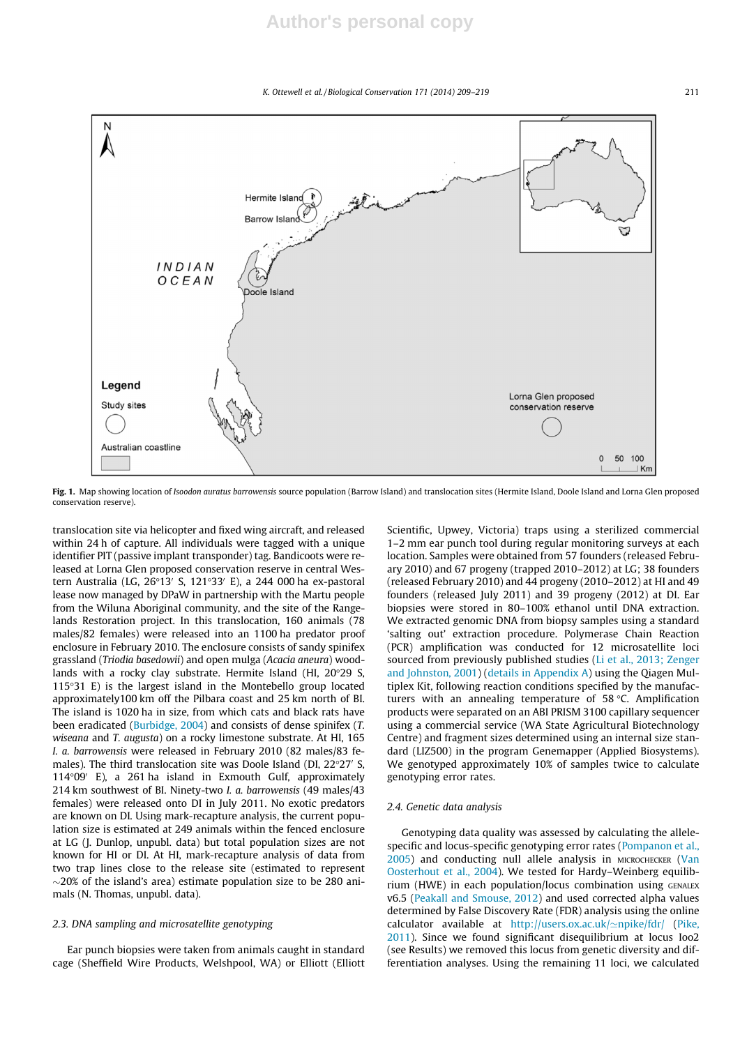**Fig. 1.** Map showing location of *Isoodon auratus barrowensis* source population (Barrow Island) and translocation sites (Hermite Island, Doole Island and Lorna Glen proposed conservation reserve).

translocation site via helicopter and fixed wing aircraft, and released within 24 h of capture. All individuals were tagged with a unique identifier PIT (passive implant transponder) tag. Bandicoots were released at Lorna Glen proposed conservation reserve in central Western Australia (LG, 26°13′ S, 121°33′ E), a 244 000 ha ex-pastoral lease now managed by DPaW in partnership with the Martu people from the Wiluna Aboriginal community, and the site of the Rangelands Restoration project. In this translocation, 160 animals (78 males/82 females) were released into an 1100 ha predator proof enclosure in February 2010. The enclosure consists of sandy spinifex grassland (*Triodia basedowii*) and open mulga (*Acacia aneura*) woodlands with a rocky clay substrate. Hermite Island (HI, 20°29 S, 115°31 E) is the largest island in the Montebello group located approximately100 km off the Pilbara coast and 25 km north of BI. The island is 1020 ha in size, from which cats and black rats have been eradicated (Burbidge, 2004) and consists of dense spinifex (*T. wiseana* and *T. augusta*) on a rocky limestone substrate. At HI, 165 *I. a. barrowensis* were released in February 2010 (82 males/83 females). The third translocation site was Doole Island (DI, 22°27′ S, 114°09′ E), a 261 ha island in Exmouth Gulf, approximately 214 km southwest of BI. Ninety-two *I. a. barrowensis* (49 males/43 females) were released onto DI in July 2011. No exotic predators are known on DI. Using mark-recapture analysis, the current population size is estimated at 249 animals within the fenced enclosure at LG (J. Dunlop, unpubl. data) but total population sizes are not known for HI or DI. At HI, mark-recapture analysis of data from two trap lines close to the release site (estimated to represent ~20% of the island's area) estimate population size to be 280 animals (N. Thomas, unpubl. data).

### 2.3. DNA sampling and microsatellite genotyping

Ear punch biopsies were taken from animals caught in standard cage (Sheffield Wire Products, Welshpool, WA) or Elliott (Elliott Scientific, Upwey, Victoria) traps using a sterilized commercial 1–2 mm ear punch tool during regular monitoring surveys at each location. Samples were obtained from 57 founders (released February 2010) and 67 progeny (trapped 2010–2012) at LG; 38 founders (released February 2010) and 44 progeny (2010–2012) at HI and 49 founders (released July 2011) and 39 progeny (2012) at DI. Ear biopsies were stored in 80–100% ethanol until DNA extraction. We extracted genomic DNA from biopsy samples using a standard 'salting out' extraction procedure. Polymerase Chain Reaction (PCR) amplification was conducted for 12 microsatellite loci sourced from previously published studies (Li et al., 2013; Zenger and Johnston, 2001) (details in Appendix A) using the Qiagen Multiplex Kit, following reaction conditions specified by the manufacturers with an annealing temperature of 58 °C. Amplification products were separated on an ABI PRISM 3100 capillary sequencer using a commercial service (WA State Agricultural Biotechnology Centre) and fragment sizes determined using an internal size standard (LIZ500) in the program Genemapper (Applied Biosystems). We genotyped approximately 10% of samples twice to calculate genotyping error rates.

### 2.4. Genetic data analysis

Genotyping data quality was assessed by calculating the allele-specific and locus-specific genotyping error rates (Pompanon et al., 2005) and conducting null allele analysis in MICROCHECKER (Van Oosterhout et al., 2004). We tested for Hardy–Weinberg equilibrium (HWE) in each population/locus combination using GENALEX v6.5 (Peakall and Smouse, 2012) and used corrected alpha values determined by False Discovery Rate (FDR) analysis using the online calculator available at http://users.ox.ac.uk/~npike/fdr/ (Pike, 2011). Since we found significant disequilibrium at locus Ioo2 (see Results) we removed this locus from genetic diversity and differentiation analyses. Using the remaining 11 loci, we calculated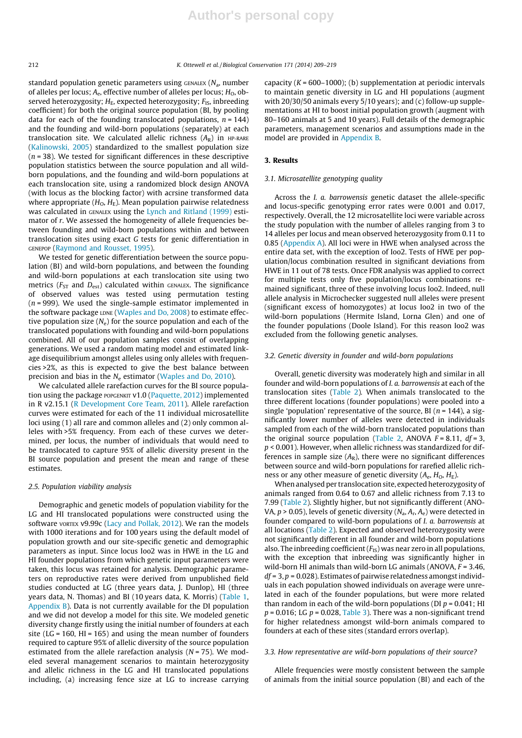standard population genetic parameters using GENALEX ($N_a$, number of alleles per locus; $A_e$, effective number of alleles per locus; $H_O$, observed heterozygosity; $H_E$, expected heterozygosity; $F_{IS}$, inbreeding coefficient) for both the original source population (BI, by pooling data for each of the founding translocated populations, $n = 144$) and the founding and wild-born populations (separately) at each translocation site. We calculated allelic richness ($A_R$) in HP-RARE (Kalinowski, 2005) standardized to the smallest population size ($n = 38$). We tested for significant differences in these descriptive population statistics between the source population and all wild-born populations, and the founding and wild-born populations at each translocation site, using a randomized block design ANOVA (with locus as the blocking factor) with acrsine transformed data where appropriate ($H_O$, $H_E$). Mean population pairwise relatedness was calculated in GENALEX using the Lynch and Ritland (1999) estimator of r. We assessed the homogeneity of allele frequencies between founding and wild-born populations within and between translocation sites using exact G tests for genic differentiation in GENEPOP (Raymond and Rousset, 1995).

We tested for genetic differentiation between the source population (BI) and wild-born populations, and between the founding and wild-born populations at each translocation site using two metrics ($F_{ST}$ and $D_{est}$) calculated within GENALEX. The significance of observed values was tested using permutation testing ($n = 999$). We used the single-sample estimator implemented in the software package LDNE (Waples and Do, 2008) to estimate effective population size ($N_e$) for the source population and each of the translocated populations with founding and wild-born populations combined. All of our population samples consist of overlapping generations. We used a random mating model and estimated linkage disequilibrium amongst alleles using only alleles with frequencies >2%, as this is expected to give the best balance between precision and bias in the $N_e$ estimator (Waples and Do, 2010).

We calculated allele rarefaction curves for the BI source population using the package POPGENKIT v1.0 (Paquette, 2012) implemented in R v2.15.1 (R Development Core Team, 2011). Allele rarefaction curves were estimated for each of the 11 individual microsatellite loci using (1) all rare and common alleles and (2) only common alleles with >5% frequency. From each of these curves we determined, per locus, the number of individuals that would need to be translocated to capture 95% of allelic diversity present in the BI source population and present the mean and range of these estimates.

### 2.5. Population viability analysis

Demographic and genetic models of population viability for the LG and HI translocated populations were constructed using the software VORTEX v9.99c (Lacy and Pollak, 2012). We ran the models with 1000 iterations and for 100 years using the default model of population growth and our site-specific genetic and demographic parameters as input. Since locus Ioo2 was in HWE in the LG and HI founder populations from which genetic input parameters were taken, this locus was retained for analysis. Demographic parameters on reproductive rates were derived from unpublished field studies conducted at LG (three years data, J. Dunlop), HI (three years data, N. Thomas) and BI (10 years data, K. Morris) (Table 1, Appendix B). Data is not currently available for the DI population and we did not develop a model for this site. We modeled genetic diversity change firstly using the initial number of founders at each site (LG = 160, HI = 165) and using the mean number of founders required to capture 95% of allelic diversity of the source population estimated from the allele rarefaction analysis ($N = 75$). We modeled several management scenarios to maintain heterozygosity and allelic richness in the LG and HI translocated populations including, (a) increasing fence size at LG to increase carrying capacity ($K = 600$–$1000$); (b) supplementation at periodic intervals to maintain genetic diversity in LG and HI populations (augment with 20/30/50 animals every 5/10 years); and (c) follow-up supplementations at HI to boost initial population growth (augment with 80–160 animals at 5 and 10 years). Full details of the demographic parameters, management scenarios and assumptions made in the model are provided in Appendix B.

## 3. Results

### 3.1. Microsatellite genotyping quality

Across the *I. a. barrowensis* genetic dataset the allele-specific and locus-specific genotyping error rates were 0.001 and 0.017, respectively. Overall, the 12 microsatellite loci were variable across the study population with the number of alleles ranging from 3 to 14 alleles per locus and mean observed heterozygosity from 0.11 to 0.85 (Appendix A). All loci were in HWE when analysed across the entire data set, with the exception of Ioo2. Tests of HWE per population/locus combination resulted in significant deviations from HWE in 11 out of 78 tests. Once FDR analysis was applied to correct for multiple tests only five population/locus combinations remained significant, three of these involving locus Ioo2. Indeed, null allele analysis in Microchecker suggested null alleles were present (significant excess of homozygotes) at locus Ioo2 in two of the wild-born populations (Hermite Island, Lorna Glen) and one of the founder populations (Doole Island). For this reason Ioo2 was excluded from the following genetic analyses.

### 3.2. Genetic diversity in founder and wild-born populations

Overall, genetic diversity was moderately high and similar in all founder and wild-born populations of *I. a. barrowensis* at each of the translocation sites (Table 2). When animals translocated to the three different locations (founder populations) were pooled into a single 'population' representative of the source, BI ($n = 144$), a significantly lower number of alleles were detected in individuals sampled from each of the wild-born translocated populations than the original source population (Table 2, ANOVA $F = 8.11$, $df = 3$, $p < 0.001$). However, when allelic richness was standardized for differences in sample size ($A_R$), there were no significant differences between source and wild-born populations for rarefied allelic richness or any other measure of genetic diversity ($A_e$, $H_O$, $H_E$).

When analysed per translocation site, expected heterozygosity of animals ranged from 0.64 to 0.67 and allelic richness from 7.13 to 7.99 (Table 2). Slightly higher, but not significantly different (ANOVA, $p > 0.05$), levels of genetic diversity ($N_a$, $A_r$, $A_e$) were detected in founder compared to wild-born populations of *I. a. barrowensis* at all locations (Table 2). Expected and observed heterozygosity were not significantly different in all founder and wild-born populations also. The inbreeding coefficient ($F_{IS}$) was near zero in all populations, with the exception that inbreeding was significantly higher in wild-born HI animals than wild-born LG animals (ANOVA, $F = 3.46$, $df = 3$, $p = 0.028$). Estimates of pairwise relatedness amongst individuals in each population showed individuals on average were unrelated in each of the founder populations, but were more related than random in each of the wild-born populations (DI $p = 0.041$; HI $p = 0.016$; LG $p = 0.028$, Table 3). There was a non-significant trend for higher relatedness amongst wild-born animals compared to founders at each of these sites (standard errors overlap).

### 3.3. How representative are wild-born populations of their source?

Allele frequencies were mostly consistent between the sample of animals from the initial source population (BI) and each of the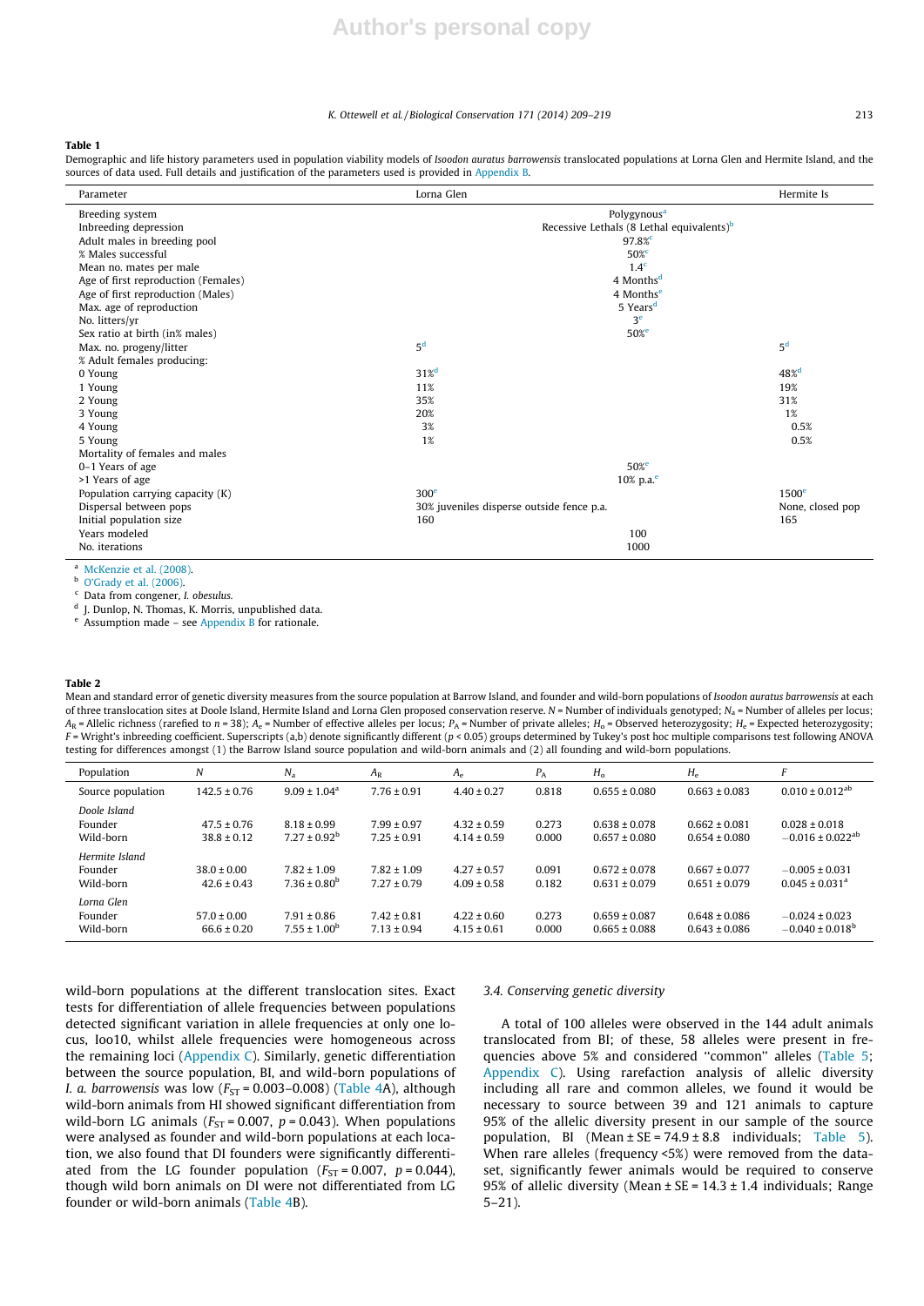**Table 1**

Demographic and life history parameters used in population viability models of *Isoodon auratus barrowensis* translocated populations at Lorna Glen and Hermite Island, and the sources of data used. Full details and justification of the parameters used is provided in Appendix B.

| Parameter | Lorna Glen | Hermite Is |
|---|---|---|
| Breeding system | Polygynous[a] | |
| Inbreeding depression | Recessive Lethals (8 Lethal equivalents)[b] | |
| Adult males in breeding pool | 97.8%[c] | |
| % Males successful | 50%[c] | |
| Mean no. mates per male | 1.4[c] | |
| Age of first reproduction (Females) | 4 Months[d] | |
| Age of first reproduction (Males) | 4 Months[e] | |
| Max. age of reproduction | 5 Years[d] | |
| No. litters/yr | 3[e] | |
| Sex ratio at birth (in% males) | 50%[e] | |
| Max. no. progeny/litter | 5[d] | 5[d] |
| % Adult females producing: | | |
| 0 Young | 31%[d] | 48%[d] |
| 1 Young | 11% | 19% |
| 2 Young | 35% | 31% |
| 3 Young | 20% | 1% |
| 4 Young | 3% | 0.5% |
| 5 Young | 1% | 0.5% |
| Mortality of females and males | | |
| 0–1 Years of age | 50%[e] | |
| >1 Years of age | 10% p.a.[e] | |
| Population carrying capacity (K) | 300[e] | 1500[e] |
| Dispersal between pops | 30% juveniles disperse outside fence p.a. | None, closed pop |
| Initial population size | 160 | 165 |
| Years modeled | 100 | |
| No. iterations | 1000 | |

[a] McKenzie et al. (2008).
[b] O'Grady et al. (2006).
[c] Data from congener, *I. obesulus.*
[d] J. Dunlop, N. Thomas, K. Morris, unpublished data.
[e] Assumption made – see Appendix B for rationale.

**Table 2**

Mean and standard error of genetic diversity measures from the source population at Barrow Island, and founder and wild-born populations of *Isoodon auratus barrowensis* at each of three translocation sites at Doole Island, Hermite Island and Lorna Glen proposed conservation reserve. $N$ = Number of individuals genotyped; $N_a$ = Number of alleles per locus; $A_R$ = Allelic richness (rarefied to $n = 38$); $A_e$ = Number of effective alleles per locus; $P_A$ = Number of private alleles; $H_o$ = Observed heterozygosity; $H_e$ = Expected heterozygosity; $F$ = Wright's inbreeding coefficient. Superscripts (a,b) denote significantly different ($p < 0.05$) groups determined by Tukey's post hoc multiple comparisons test following ANOVA testing for differences amongst (1) the Barrow Island source population and wild-born animals and (2) all founding and wild-born populations.

| Population | $N$ | $N_a$ | $A_R$ | $A_e$ | $P_A$ | $H_o$ | $H_e$ | $F$ |
|---|---|---|---|---|---|---|---|---|
| Source population | 142.5 ± 0.76 | 9.09 ± 1.04[a] | 7.76 ± 0.91 | 4.40 ± 0.27 | 0.818 | 0.655 ± 0.080 | 0.663 ± 0.083 | 0.010 ± 0.012[ab] |
| *Doole Island* | | | | | | | | |
| Founder | 47.5 ± 0.76 | 8.18 ± 0.99 | 7.99 ± 0.97 | 4.32 ± 0.59 | 0.273 | 0.638 ± 0.078 | 0.662 ± 0.081 | 0.028 ± 0.018 |
| Wild-born | 38.8 ± 0.12 | 7.27 ± 0.92[b] | 7.25 ± 0.91 | 4.14 ± 0.59 | 0.000 | 0.657 ± 0.080 | 0.654 ± 0.080 | −0.016 ± 0.022[ab] |
| *Hermite Island* | | | | | | | | |
| Founder | 38.0 ± 0.00 | 7.82 ± 1.09 | 7.82 ± 1.09 | 4.27 ± 0.57 | 0.091 | 0.672 ± 0.078 | 0.667 ± 0.077 | −0.005 ± 0.031 |
| Wild-born | 42.6 ± 0.43 | 7.36 ± 0.80[b] | 7.27 ± 0.79 | 4.09 ± 0.58 | 0.182 | 0.631 ± 0.079 | 0.651 ± 0.079 | 0.045 ± 0.031[a] |
| *Lorna Glen* | | | | | | | | |
| Founder | 57.0 ± 0.00 | 7.91 ± 0.86 | 7.42 ± 0.81 | 4.22 ± 0.60 | 0.273 | 0.659 ± 0.087 | 0.648 ± 0.086 | −0.024 ± 0.023 |
| Wild-born | 66.6 ± 0.20 | 7.55 ± 1.00[b] | 7.13 ± 0.94 | 4.15 ± 0.61 | 0.000 | 0.665 ± 0.088 | 0.643 ± 0.086 | −0.040 ± 0.018[b] |

wild-born populations at the different translocation sites. Exact tests for differentiation of allele frequencies between populations detected significant variation in allele frequencies at only one locus, Ioo10, whilst allele frequencies were homogeneous across the remaining loci (Appendix C). Similarly, genetic differentiation between the source population, BI, and wild-born populations of *I. a. barrowensis* was low ($F_{ST}$ = 0.003–0.008) (Table 4A), although wild-born animals from HI showed significant differentiation from wild-born LG animals ($F_{ST}$ = 0.007, $p$ = 0.043). When populations were analysed as founder and wild-born populations at each location, we also found that DI founders were significantly differentiated from the LG founder population ($F_{ST}$ = 0.007, $p$ = 0.044), though wild born animals on DI were not differentiated from LG founder or wild-born animals (Table 4B).

### 3.4. Conserving genetic diversity

A total of 100 alleles were observed in the 144 adult animals translocated from BI; of these, 58 alleles were present in frequencies above 5% and considered "common" alleles (Table 5; Appendix C). Using rarefaction analysis of allelic diversity including all rare and common alleles, we found it would be necessary to source between 39 and 121 animals to capture 95% of the allelic diversity present in our sample of the source population, BI (Mean ± SE = 74.9 ± 8.8 individuals; Table 5). When rare alleles (frequency <5%) were removed from the dataset, significantly fewer animals would be required to conserve 95% of allelic diversity (Mean ± SE = 14.3 ± 1.4 individuals; Range 5–21).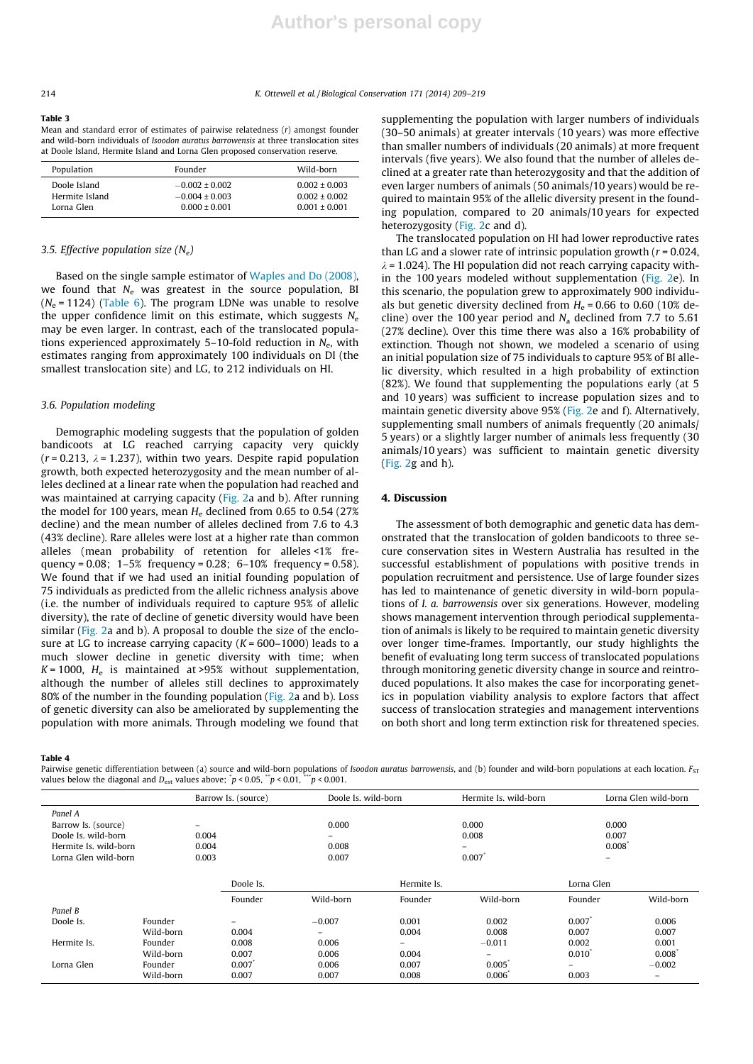**Table 3**
Mean and standard error of estimates of pairwise relatedness (r) amongst founder and wild-born individuals of *Isoodon auratus barrowensis* at three translocation sites at Doole Island, Hermite Island and Lorna Glen proposed conservation reserve.

| Population | Founder | Wild-born |
|---|---|---|
| Doole Island | $-0.002 \pm 0.002$ | $0.002 \pm 0.003$ |
| Hermite Island | $-0.004 \pm 0.003$ | $0.002 \pm 0.002$ |
| Lorna Glen | $0.000 \pm 0.001$ | $0.001 \pm 0.001$ |

### 3.5. Effective population size ($N_e$)

Based on the single sample estimator of Waples and Do (2008), we found that $N_e$ was greatest in the source population, BI ($N_e$ = 1124) (Table 6). The program LDNe was unable to resolve the upper confidence limit on this estimate, which suggests $N_e$ may be even larger. In contrast, each of the translocated populations experienced approximately 5–10-fold reduction in $N_e$, with estimates ranging from approximately 100 individuals on DI (the smallest translocation site) and LG, to 212 individuals on HI.

### 3.6. Population modeling

Demographic modeling suggests that the population of golden bandicoots at LG reached carrying capacity very quickly ($r$ = 0.213, $\lambda$ = 1.237), within two years. Despite rapid population growth, both expected heterozygosity and the mean number of alleles declined at a linear rate when the population had reached and was maintained at carrying capacity (Fig. 2a and b). After running the model for 100 years, mean $H_e$ declined from 0.65 to 0.54 (27% decline) and the mean number of alleles declined from 7.6 to 4.3 (43% decline). Rare alleles were lost at a higher rate than common alleles (mean probability of retention for alleles <1% frequency = 0.08; 1–5% frequency = 0.28; 6–10% frequency = 0.58). We found that if we had used an initial founding population of 75 individuals as predicted from the allelic richness analysis above (i.e. the number of individuals required to capture 95% of allelic diversity), the rate of decline of genetic diversity would have been similar (Fig. 2a and b). A proposal to double the size of the enclosure at LG to increase carrying capacity ($K$ = 600–1000) leads to a much slower decline in genetic diversity with time; when $K$ = 1000, $H_e$ is maintained at >95% without supplementation, although the number of alleles still declines to approximately 80% of the number in the founding population (Fig. 2a and b). Loss of genetic diversity can also be ameliorated by supplementing the population with more animals. Through modeling we found that supplementing the population with larger numbers of individuals (30–50 animals) at greater intervals (10 years) was more effective than smaller numbers of individuals (20 animals) at more frequent intervals (five years). We also found that the number of alleles declined at a greater rate than heterozygosity and that the addition of even larger numbers of animals (50 animals/10 years) would be required to maintain 95% of the allelic diversity present in the founding population, compared to 20 animals/10 years for expected heterozygosity (Fig. 2c and d).

The translocated population on HI had lower reproductive rates than LG and a slower rate of intrinsic population growth ($r$ = 0.024, $\lambda$ = 1.024). The HI population did not reach carrying capacity within the 100 years modeled without supplementation (Fig. 2e). In this scenario, the population grew to approximately 900 individuals but genetic diversity declined from $H_e$ = 0.66 to 0.60 (10% decline) over the 100 year period and $N_a$ declined from 7.7 to 5.61 (27% decline). Over this time there was also a 16% probability of extinction. Though not shown, we modeled a scenario of using an initial population size of 75 individuals to capture 95% of BI allelic diversity, which resulted in a high probability of extinction (82%). We found that supplementing the populations early (at 5 and 10 years) was sufficient to increase population sizes and to maintain genetic diversity above 95% (Fig. 2e and f). Alternatively, supplementing small numbers of animals frequently (20 animals/5 years) or a slightly larger number of animals less frequently (30 animals/10 years) was sufficient to maintain genetic diversity (Fig. 2g and h).

## 4. Discussion

The assessment of both demographic and genetic data has demonstrated that the translocation of golden bandicoots to three secure conservation sites in Western Australia has resulted in the successful establishment of populations with positive trends in population recruitment and persistence. Use of large founder sizes has led to maintenance of genetic diversity in wild-born populations of *I. a. barrowensis* over six generations. However, modeling shows management intervention through periodical supplementation of animals is likely to be required to maintain genetic diversity over longer time-frames. Importantly, our study highlights the benefit of evaluating long term success of translocated populations through monitoring genetic diversity change in source and reintroduced populations. It also makes the case for incorporating genetics in population viability analysis to explore factors that affect success of translocation strategies and management interventions on both short and long term extinction risk for threatened species.

**Table 4**
Pairwise genetic differentiation between (a) source and wild-born populations of *Isoodon auratus barrowensis*, and (b) founder and wild-born populations at each location. $F_{ST}$ values below the diagonal and $D_{est}$ values above; $^{*}p$ < 0.05, $^{**}p$ < 0.01, $^{***}p$ < 0.001.

| | Barrow Is. (source) | Doole Is. wild-born | Hermite Is. wild-born | Lorna Glen wild-born |
|---|---|---|---|---|
| *Panel A* | | | | |
| Barrow Is. (source) | – | 0.000 | 0.000 | 0.000 |
| Doole Is. wild-born | 0.004 | – | 0.008 | 0.007 |
| Hermite Is. wild-born | 0.004 | 0.008 | – | 0.008$^{*}$ |
| Lorna Glen wild-born | 0.003 | 0.007 | 0.007$^{*}$ | – |

| | | Doole Is. | | Hermite Is. | | Lorna Glen | |
|---|---|---|---|---|---|---|---|
| | | Founder | Wild-born | Founder | Wild-born | Founder | Wild-born |
| *Panel B* | | | | | | | |
| Doole Is. | Founder | – | −0.007 | 0.001 | 0.002 | 0.007$^{*}$ | 0.006 |
| | Wild-born | 0.004 | – | 0.004 | 0.008 | 0.007 | 0.007 |
| Hermite Is. | Founder | 0.008 | 0.006 | – | −0.011 | 0.002 | 0.001 |
| | Wild-born | 0.007 | 0.006 | 0.004 | – | 0.010$^{*}$ | 0.008$^{*}$ |
| Lorna Glen | Founder | 0.007$^{*}$ | 0.006 | 0.007 | 0.005$^{*}$ | – | −0.002 |
| | Wild-born | 0.007 | 0.007 | 0.008 | 0.006$^{*}$ | 0.003 | – |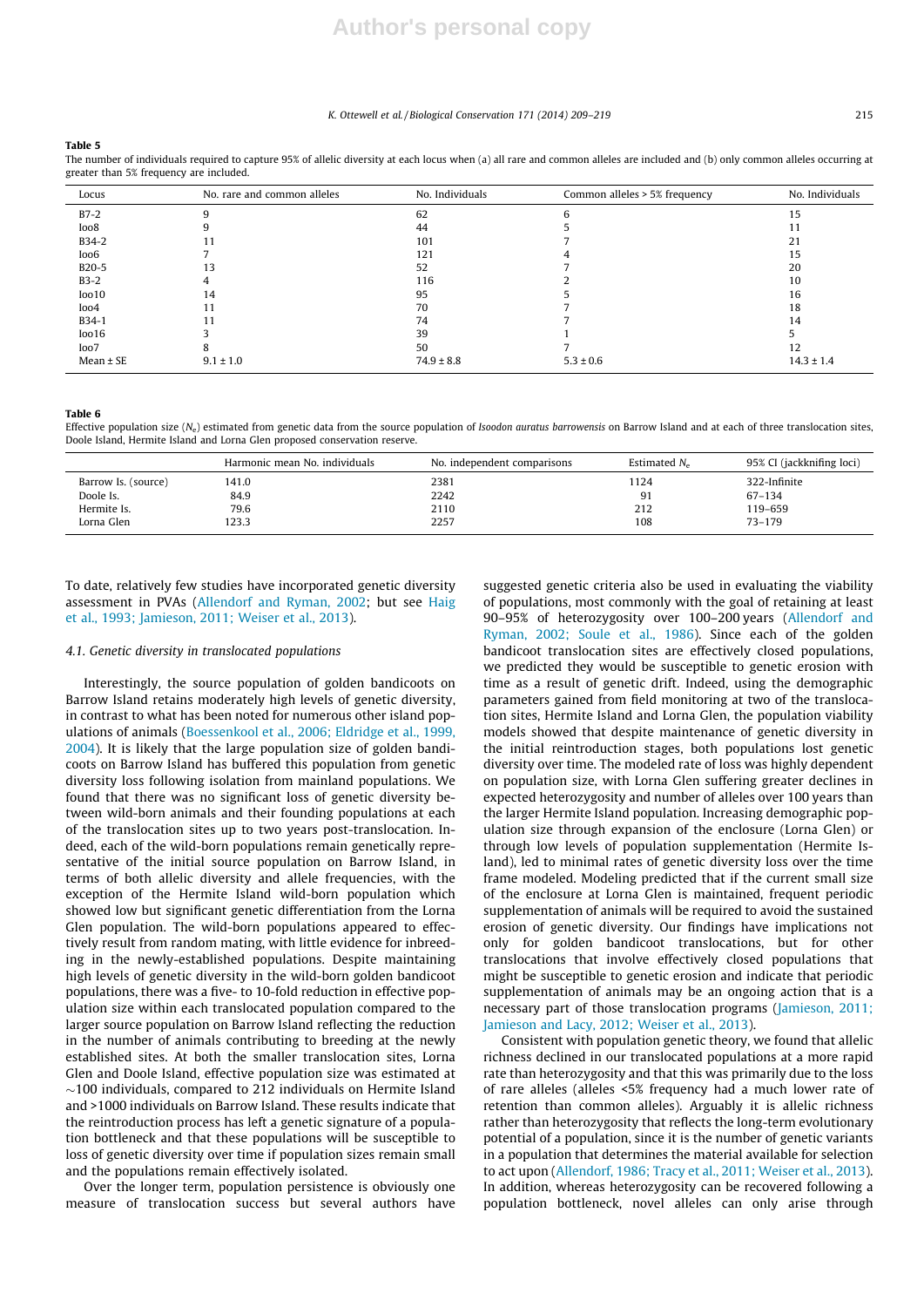**Table 5**
The number of individuals required to capture 95% of allelic diversity at each locus when (a) all rare and common alleles are included and (b) only common alleles occurring at greater than 5% frequency are included.

| Locus | No. rare and common alleles | No. Individuals | Common alleles > 5% frequency | No. Individuals |
|---|---|---|---|---|
| B7-2 | 9 | 62 | 6 | 15 |
| Ioo8 | 9 | 44 | 5 | 11 |
| B34-2 | 11 | 101 | 7 | 21 |
| Ioo6 | 7 | 121 | 4 | 15 |
| B20-5 | 13 | 52 | 7 | 20 |
| B3-2 | 4 | 116 | 2 | 10 |
| Ioo10 | 14 | 95 | 5 | 16 |
| Ioo4 | 11 | 70 | 7 | 18 |
| B34-1 | 11 | 74 | 7 | 14 |
| Ioo16 | 3 | 39 | 1 | 5 |
| Ioo7 | 8 | 50 | 7 | 12 |
| Mean ± SE | 9.1 ± 1.0 | 74.9 ± 8.8 | 5.3 ± 0.6 | 14.3 ± 1.4 |

**Table 6**
Effective population size ($N_e$) estimated from genetic data from the source population of *Isoodon auratus barrowensis* on Barrow Island and at each of three translocation sites, Doole Island, Hermite Island and Lorna Glen proposed conservation reserve.

| | Harmonic mean No. individuals | No. independent comparisons | Estimated $N_e$ | 95% CI (jackknifing loci) |
|---|---|---|---|---|
| Barrow Is. (source) | 141.0 | 2381 | 1124 | 322-Infinite |
| Doole Is. | 84.9 | 2242 | 91 | 67–134 |
| Hermite Is. | 79.6 | 2110 | 212 | 119–659 |
| Lorna Glen | 123.3 | 2257 | 108 | 73–179 |

To date, relatively few studies have incorporated genetic diversity assessment in PVAs (Allendorf and Ryman, 2002; but see Haig et al., 1993; Jamieson, 2011; Weiser et al., 2013).

### 4.1. Genetic diversity in translocated populations

Interestingly, the source population of golden bandicoots on Barrow Island retains moderately high levels of genetic diversity, in contrast to what has been noted for numerous other island populations of animals (Boessenkool et al., 2006; Eldridge et al., 1999, 2004). It is likely that the large population size of golden bandicoots on Barrow Island has buffered this population from genetic diversity loss following isolation from mainland populations. We found that there was no significant loss of genetic diversity between wild-born animals and their founding populations at each of the translocation sites up to two years post-translocation. Indeed, each of the wild-born populations remain genetically representative of the initial source population on Barrow Island, in terms of both allelic diversity and allele frequencies, with the exception of the Hermite Island wild-born population which showed low but significant genetic differentiation from the Lorna Glen population. The wild-born populations appeared to effectively result from random mating, with little evidence for inbreeding in the newly-established populations. Despite maintaining high levels of genetic diversity in the wild-born golden bandicoot populations, there was a five- to 10-fold reduction in effective population size within each translocated population compared to the larger source population on Barrow Island reflecting the reduction in the number of animals contributing to breeding at the newly established sites. At both the smaller translocation sites, Lorna Glen and Doole Island, effective population size was estimated at ~100 individuals, compared to 212 individuals on Hermite Island and >1000 individuals on Barrow Island. These results indicate that the reintroduction process has left a genetic signature of a population bottleneck and that these populations will be susceptible to loss of genetic diversity over time if population sizes remain small and the populations remain effectively isolated.

Over the longer term, population persistence is obviously one measure of translocation success but several authors have suggested genetic criteria also be used in evaluating the viability of populations, most commonly with the goal of retaining at least 90–95% of heterozygosity over 100–200 years (Allendorf and Ryman, 2002; Soule et al., 1986). Since each of the golden bandicoot translocation sites are effectively closed populations, we predicted they would be susceptible to genetic erosion with time as a result of genetic drift. Indeed, using the demographic parameters gained from field monitoring at two of the translocation sites, Hermite Island and Lorna Glen, the population viability models showed that despite maintenance of genetic diversity in the initial reintroduction stages, both populations lost genetic diversity over time. The modeled rate of loss was highly dependent on population size, with Lorna Glen suffering greater declines in expected heterozygosity and number of alleles over 100 years than the larger Hermite Island population. Increasing demographic population size through expansion of the enclosure (Lorna Glen) or through low levels of population supplementation (Hermite Island), led to minimal rates of genetic diversity loss over the time frame modeled. Modeling predicted that if the current small size of the enclosure at Lorna Glen is maintained, frequent periodic supplementation of animals will be required to avoid the sustained erosion of genetic diversity. Our findings have implications not only for golden bandicoot translocations, but for other translocations that involve effectively closed populations that might be susceptible to genetic erosion and indicate that periodic supplementation of animals may be an ongoing action that is a necessary part of those translocation programs (Jamieson, 2011; Jamieson and Lacy, 2012; Weiser et al., 2013).

Consistent with population genetic theory, we found that allelic richness declined in our translocated populations at a more rapid rate than heterozygosity and that this was primarily due to the loss of rare alleles (alleles <5% frequency had a much lower rate of retention than common alleles). Arguably it is allelic richness rather than heterozygosity that reflects the long-term evolutionary potential of a population, since it is the number of genetic variants in a population that determines the material available for selection to act upon (Allendorf, 1986; Tracy et al., 2011; Weiser et al., 2013). In addition, whereas heterozygosity can be recovered following a population bottleneck, novel alleles can only arise through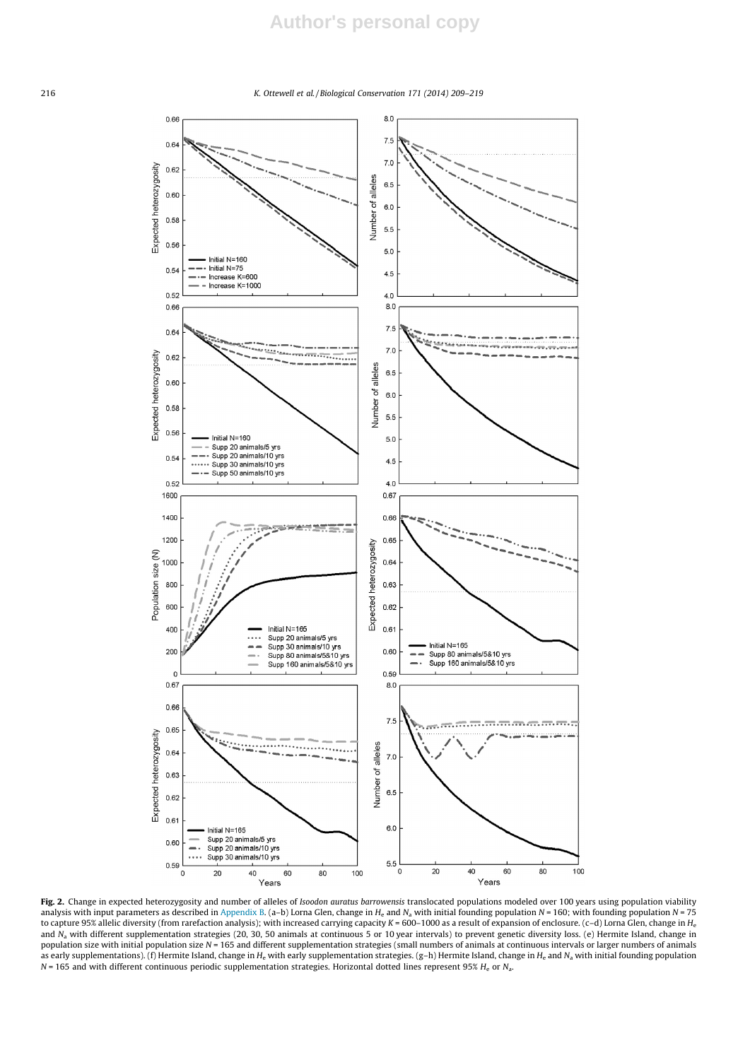**Fig. 2.** Change in expected heterozygosity and number of alleles of *Isoodon auratus barrowensis* translocated populations modeled over 100 years using population viability analysis with input parameters as described in Appendix B. (a–b) Lorna Glen, change in $H_e$ and $N_a$ with initial founding population $N = 160$; with founding population $N = 75$ to capture 95% allelic diversity (from rarefaction analysis); with increased carrying capacity $K = 600$–$1000$ as a result of expansion of enclosure. (c–d) Lorna Glen, change in $H_e$ and $N_a$ with different supplementation strategies (20, 30, 50 animals at continuous 5 or 10 year intervals) to prevent genetic diversity loss. (e) Hermite Island, change in population size with initial population size $N = 165$ and different supplementation strategies (small numbers of animals at continuous intervals or larger numbers of animals as early supplementations). (f) Hermite Island, change in $H_e$ with early supplementation strategies. (g–h) Hermite Island, change in $H_e$ and $N_a$ with initial founding population $N = 165$ and with different continuous periodic supplementation strategies. Horizontal dotted lines represent 95% $H_e$ or $N_a$.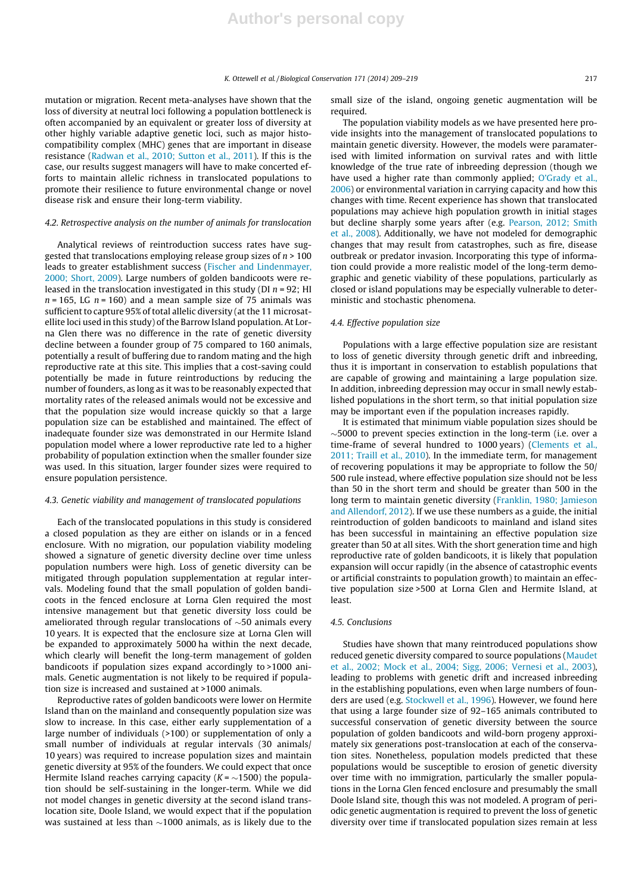mutation or migration. Recent meta-analyses have shown that the loss of diversity at neutral loci following a population bottleneck is often accompanied by an equivalent or greater loss of diversity at other highly variable adaptive genetic loci, such as major histocompatibility complex (MHC) genes that are important in disease resistance (Radwan et al., 2010; Sutton et al., 2011). If this is the case, our results suggest managers will have to make concerted efforts to maintain allelic richness in translocated populations to promote their resilience to future environmental change or novel disease risk and ensure their long-term viability.

### 4.2. Retrospective analysis on the number of animals for translocation

Analytical reviews of reintroduction success rates have suggested that translocations employing release group sizes of $n > 100$ leads to greater establishment success (Fischer and Lindenmayer, 2000; Short, 2009). Large numbers of golden bandicoots were released in the translocation investigated in this study (DI $n = 92$; HI $n = 165$, LG $n = 160$) and a mean sample size of 75 animals was sufficient to capture 95% of total allelic diversity (at the 11 microsatellite loci used in this study) of the Barrow Island population. At Lorna Glen there was no difference in the rate of genetic diversity decline between a founder group of 75 compared to 160 animals, potentially a result of buffering due to random mating and the high reproductive rate at this site. This implies that a cost-saving could potentially be made in future reintroductions by reducing the number of founders, as long as it was to be reasonably expected that mortality rates of the released animals would not be excessive and that the population size would increase quickly so that a large population size can be established and maintained. The effect of inadequate founder size was demonstrated in our Hermite Island population model where a lower reproductive rate led to a higher probability of population extinction when the smaller founder size was used. In this situation, larger founder sizes were required to ensure population persistence.

### 4.3. Genetic viability and management of translocated populations

Each of the translocated populations in this study is considered a closed population as they are either on islands or in a fenced enclosure. With no migration, our population viability modeling showed a signature of genetic diversity decline over time unless population numbers were high. Loss of genetic diversity can be mitigated through population supplementation at regular intervals. Modeling found that the small population of golden bandicoots in the fenced enclosure at Lorna Glen required the most intensive management but that genetic diversity loss could be ameliorated through regular translocations of ~50 animals every 10 years. It is expected that the enclosure size at Lorna Glen will be expanded to approximately 5000 ha within the next decade, which clearly will benefit the long-term management of golden bandicoots if population sizes expand accordingly to >1000 animals. Genetic augmentation is not likely to be required if population size is increased and sustained at >1000 animals.

Reproductive rates of golden bandicoots were lower on Hermite Island than on the mainland and consequently population size was slow to increase. In this case, either early supplementation of a large number of individuals (>100) or supplementation of only a small number of individuals at regular intervals (30 animals/10 years) was required to increase population sizes and maintain genetic diversity at 95% of the founders. We could expect that once Hermite Island reaches carrying capacity ($K = \sim 1500$) the population should be self-sustaining in the longer-term. While we did not model changes in genetic diversity at the second island translocation site, Doole Island, we would expect that if the population was sustained at less than ~1000 animals, as is likely due to the small size of the island, ongoing genetic augmentation will be required.

The population viability models as we have presented here provide insights into the management of translocated populations to maintain genetic diversity. However, the models were paramaterised with limited information on survival rates and with little knowledge of the true rate of inbreeding depression (though we have used a higher rate than commonly applied; O'Grady et al., 2006) or environmental variation in carrying capacity and how this changes with time. Recent experience has shown that translocated populations may achieve high population growth in initial stages but decline sharply some years after (e.g. Pearson, 2012; Smith et al., 2008). Additionally, we have not modeled for demographic changes that may result from catastrophes, such as fire, disease outbreak or predator invasion. Incorporating this type of information could provide a more realistic model of the long-term demographic and genetic viability of these populations, particularly as closed or island populations may be especially vulnerable to deterministic and stochastic phenomena.

### 4.4. Effective population size

Populations with a large effective population size are resistant to loss of genetic diversity through genetic drift and inbreeding, thus it is important in conservation to establish populations that are capable of growing and maintaining a large population size. In addition, inbreeding depression may occur in small newly established populations in the short term, so that initial population size may be important even if the population increases rapidly.

It is estimated that minimum viable population sizes should be ~5000 to prevent species extinction in the long-term (i.e. over a time-frame of several hundred to 1000 years) (Clements et al., 2011; Traill et al., 2010). In the immediate term, for management of recovering populations it may be appropriate to follow the 50/500 rule instead, where effective population size should not be less than 50 in the short term and should be greater than 500 in the long term to maintain genetic diversity (Franklin, 1980; Jamieson and Allendorf, 2012). If we use these numbers as a guide, the initial reintroduction of golden bandicoots to mainland and island sites has been successful in maintaining an effective population size greater than 50 at all sites. With the short generation time and high reproductive rate of golden bandicoots, it is likely that population expansion will occur rapidly (in the absence of catastrophic events or artificial constraints to population growth) to maintain an effective population size >500 at Lorna Glen and Hermite Island, at least.

### 4.5. Conclusions

Studies have shown that many reintroduced populations show reduced genetic diversity compared to source populations (Maudet et al., 2002; Mock et al., 2004; Sigg, 2006; Vernesi et al., 2003), leading to problems with genetic drift and increased inbreeding in the establishing populations, even when large numbers of founders are used (e.g. Stockwell et al., 1996). However, we found here that using a large founder size of 92–165 animals contributed to successful conservation of genetic diversity between the source population of golden bandicoots and wild-born progeny approximately six generations post-translocation at each of the conservation sites. Nonetheless, population models predicted that these populations would be susceptible to erosion of genetic diversity over time with no immigration, particularly the smaller populations in the Lorna Glen fenced enclosure and presumably the small Doole Island site, though this was not modeled. A program of periodic genetic augmentation is required to prevent the loss of genetic diversity over time if translocated population sizes remain at less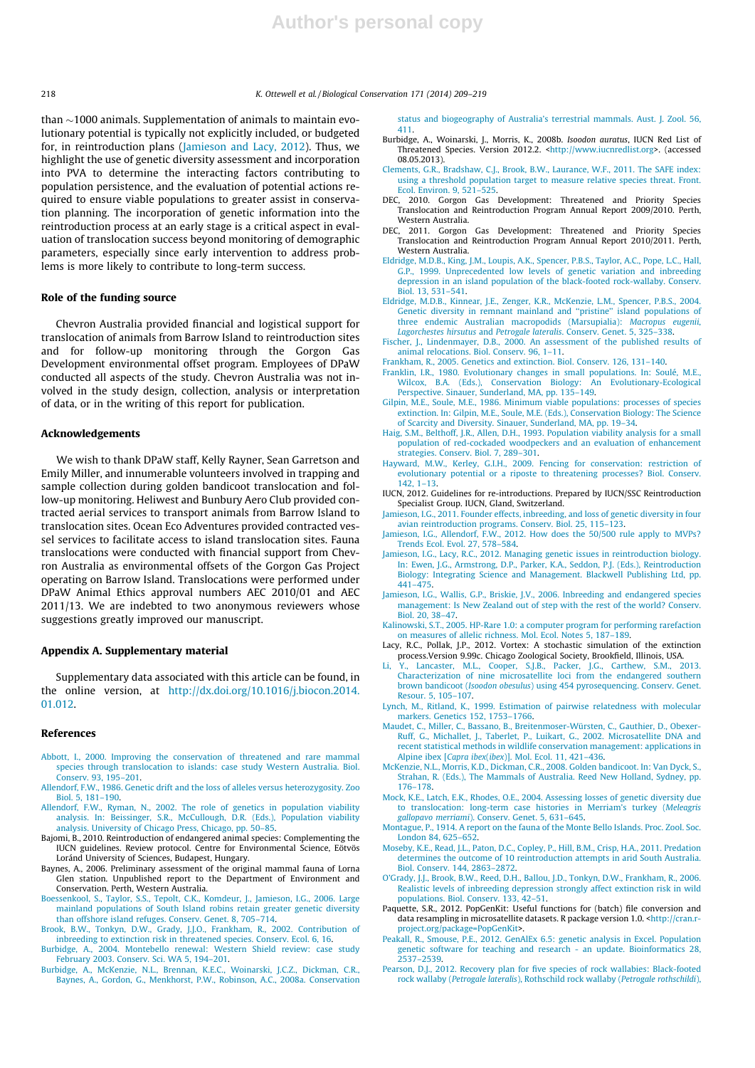than ~1000 animals. Supplementation of animals to maintain evolutionary potential is typically not explicitly included, or budgeted for, in reintroduction plans (Jamieson and Lacy, 2012). Thus, we highlight the use of genetic diversity assessment and incorporation into PVA to determine the interacting factors contributing to population persistence, and the evaluation of potential actions required to ensure viable populations to greater assist in conservation planning. The incorporation of genetic information into the reintroduction process at an early stage is a critical aspect in evaluation of translocation success beyond monitoring of demographic parameters, especially since early intervention to address problems is more likely to contribute to long-term success.

## Role of the funding source

Chevron Australia provided financial and logistical support for translocation of animals from Barrow Island to reintroduction sites and for follow-up monitoring through the Gorgon Gas Development environmental offset program. Employees of DPaW conducted all aspects of the study. Chevron Australia was not involved in the study design, collection, analysis or interpretation of data, or in the writing of this report for publication.

## Acknowledgements

We wish to thank DPaW staff, Kelly Rayner, Sean Garretson and Emily Miller, and innumerable volunteers involved in trapping and sample collection during golden bandicoot translocation and follow-up monitoring. Heliwest and Bunbury Aero Club provided contracted aerial services to transport animals from Barrow Island to translocation sites. Ocean Eco Adventures provided contracted vessel services to facilitate access to island translocation sites. Fauna translocations were conducted with financial support from Chevron Australia as environmental offsets of the Gorgon Gas Project operating on Barrow Island. Translocations were performed under DPaW Animal Ethics approval numbers AEC 2010/01 and AEC 2011/13. We are indebted to two anonymous reviewers whose suggestions greatly improved our manuscript.

## Appendix A. Supplementary material

Supplementary data associated with this article can be found, in the online version, at http://dx.doi.org/10.1016/j.biocon.2014.01.012.

## References

Abbott, I., 2000. Improving the conservation of threatened and rare mammal species through translocation to islands: case study Western Australia. Biol. Conserv. 93, 195–201.

Allendorf, F.W., 1986. Genetic drift and the loss of alleles versus heterozygosity. Zoo Biol. 5, 181–190.

Allendorf, F.W., Ryman, N., 2002. The role of genetics in population viability analysis. In: Beissinger, S.R., McCullough, D.R. (Eds.), Population viability analysis. University of Chicago Press, Chicago, pp. 50–85.

Bajomi, B., 2010. Reintroduction of endangered animal species: Complementing the IUCN guidelines. Review protocol. Centre for Environmental Science, Eötvös Loránd University of Sciences, Budapest, Hungary.

Baynes, A., 2006. Preliminary assessment of the original mammal fauna of Lorna Glen station. Unpublished report to the Department of Environment and Conservation. Perth, Western Australia.

Boessenkool, S., Taylor, S.S., Tepolt, C.K., Komdeur, J., Jamieson, I.G., 2006. Large mainland populations of South Island robins retain greater genetic diversity than offshore island refuges. Conserv. Genet. 8, 705–714.

Brook, B.W., Tonkyn, D.W., Grady, J.J.O., Frankham, R., 2002. Contribution of inbreeding to extinction risk in threatened species. Conserv. Ecol. 6, 16.

Burbidge, A., 2004. Montebello renewal: Western Shield review: case study February 2003. Conserv. Sci. WA 5, 194–201.

Burbidge, A., McKenzie, N.L., Brennan, K.E.C., Woinarski, J.C.Z., Dickman, C.R., Baynes, A., Gordon, G., Menkhorst, P.W., Robinson, A.C., 2008a. Conservation status and biogeography of Australia's terrestrial mammals. Aust. J. Zool. 56, 411.

Burbidge, A., Woinarski, J., Morris, K., 2008b. *Isoodon auratus*, IUCN Red List of Threatened Species. Version 2012.2. <http://www.iucnredlist.org>. (accessed 08.05.2013).

Clements, G.R., Bradshaw, C.J., Brook, B.W., Laurance, W.F., 2011. The SAFE index: using a threshold population target to measure relative species threat. Front. Ecol. Environ. 9, 521–525.

DEC, 2010. Gorgon Gas Development: Threatened and Priority Species Translocation and Reintroduction Program Annual Report 2009/2010. Perth, Western Australia.

DEC, 2011. Gorgon Gas Development: Threatened and Priority Species Translocation and Reintroduction Program Annual Report 2010/2011. Perth, Western Australia.

Eldridge, M.D.B., King, J.M., Loupis, A.K., Spencer, P.B.S., Taylor, A.C., Pope, L.C., Hall, G.P., 1999. Unprecedented low levels of genetic variation and inbreeding depression in an island population of the black-footed rock-wallaby. Conserv. Biol. 13, 531–541.

Eldridge, M.D.B., Kinnear, J.E., Zenger, K.R., McKenzie, L.M., Spencer, P.B.S., 2004. Genetic diversity in remnant mainland and "pristine" island populations of three endemic Australian macropodids (Marsupialia): *Macropus eugenii, Lagorchestes hirsutus* and *Petrogale lateralis*. Conserv. Genet. 5, 325–338.

Fischer, J., Lindenmayer, D.B., 2000. An assessment of the published results of animal relocations. Biol. Conserv. 96, 1–11.

Frankham, R., 2005. Genetics and extinction. Biol. Conserv. 126, 131–140.

Franklin, I.R., 1980. Evolutionary changes in small populations. In: Soulé, M.E., Wilcox, B.A. (Eds.), Conservation Biology: An Evolutionary-Ecological Perspective. Sinauer, Sunderland, MA, pp. 135–149.

Gilpin, M.E., Soule, M.E., 1986. Minimum viable populations: processes of species extinction. In: Gilpin, M.E., Soule, M.E. (Eds.), Conservation Biology: The Science of Scarcity and Diversity. Sinauer, Sunderland, MA, pp. 19–34.

Haig, S.M., Belthoff, J.R., Allen, D.H., 1993. Population viability analysis for a small population of red-cockaded woodpeckers and an evaluation of enhancement strategies. Conserv. Biol. 7, 289–301.

Hayward, M.W., Kerley, G.I.H., 2009. Fencing for conservation: restriction of evolutionary potential or a riposte to threatening processes? Biol. Conserv. 142, 1–13.

IUCN, 2012. Guidelines for re-introductions. Prepared by IUCN/SSC Reintroduction Specialist Group. IUCN, Gland, Switzerland.

Jamieson, I.G., 2011. Founder effects, inbreeding, and loss of genetic diversity in four avian reintroduction programs. Conserv. Biol. 25, 115–123.

Jamieson, I.G., Allendorf, F.W., 2012. How does the 50/500 rule apply to MVPs? Trends Ecol. Evol. 27, 578–584.

Jamieson, I.G., Lacy, R.C., 2012. Managing genetic issues in reintroduction biology. In: Ewen, J.G., Armstrong, D.P., Parker, K.A., Seddon, P.J. (Eds.), Reintroduction Biology: Integrating Science and Management. Blackwell Publishing Ltd, pp. 441–475.

Jamieson, I.G., Wallis, G.P., Briskie, J.V., 2006. Inbreeding and endangered species management: Is New Zealand out of step with the rest of the world? Conserv. Biol. 20, 38–47.

Kalinowski, S.T., 2005. HP-Rare 1.0: a computer program for performing rarefaction on measures of allelic richness. Mol. Ecol. Notes 5, 187–189.

Lacy, R.C., Pollak, J.P., 2012. Vortex: A stochastic simulation of the extinction process.Version 9.99c. Chicago Zoological Society, Brookfield, Illinois, USA.

Li, Y., Lancaster, M.L., Cooper, S.J.B., Packer, J.G., Carthew, S.M., 2013. Characterization of nine microsatellite loci from the endangered southern brown bandicoot (*Isoodon obesulus*) using 454 pyrosequencing. Conserv. Genet. Resour. 5, 105–107.

Lynch, M., Ritland, K., 1999. Estimation of pairwise relatedness with molecular markers. Genetics 152, 1753–1766.

Maudet, C., Miller, C., Bassano, B., Breitenmoser-Würsten, C., Gauthier, D., Obexer-Ruff, G., Michallet, J., Taberlet, P., Luikart, G., 2002. Microsatellite DNA and recent statistical methods in wildlife conservation management: applications in Alpine ibex [*Capra ibex*(*ibex*)]. Mol. Ecol. 11, 421–436.

McKenzie, N.L., Morris, K.D., Dickman, C.R., 2008. Golden bandicoot. In: Van Dyck, S., Strahan, R. (Eds.), The Mammals of Australia. Reed New Holland, Sydney, pp. 176–178.

Mock, K.E., Latch, E.K., Rhodes, O.E., 2004. Assessing losses of genetic diversity due to translocation: long-term case histories in Merriam's turkey (*Meleagris gallopavo merriami*). Conserv. Genet. 5, 631–645.

Montague, P., 1914. A report on the fauna of the Monte Bello Islands. Proc. Zool. Soc. London 84, 625–652.

Moseby, K.E., Read, J.L., Paton, D.C., Copley, P., Hill, B.M., Crisp, H.A., 2011. Predation determines the outcome of 10 reintroduction attempts in arid South Australia. Biol. Conserv. 144, 2863–2872.

O'Grady, J.J., Brook, B.W., Reed, D.H., Ballou, J.D., Tonkyn, D.W., Frankham, R., 2006. Realistic levels of inbreeding depression strongly affect extinction risk in wild populations. Biol. Conserv. 133, 42–51.

Paquette, S.R., 2012. PopGenKit: Useful functions for (batch) file conversion and data resampling in microsatellite datasets. R package version 1.0. <http://cran.r-project.org/package=PopGenKit>.

Peakall, R., Smouse, P.E., 2012. GenAlEx 6.5: genetic analysis in Excel. Population genetic software for teaching and research - an update. Bioinformatics 28, 2537–2539.

Pearson, D.J., 2012. Recovery plan for five species of rock wallabies: Black-footed rock wallaby (*Petrogale lateralis*), Rothschild rock wallaby (*Petrogale rothschildi*),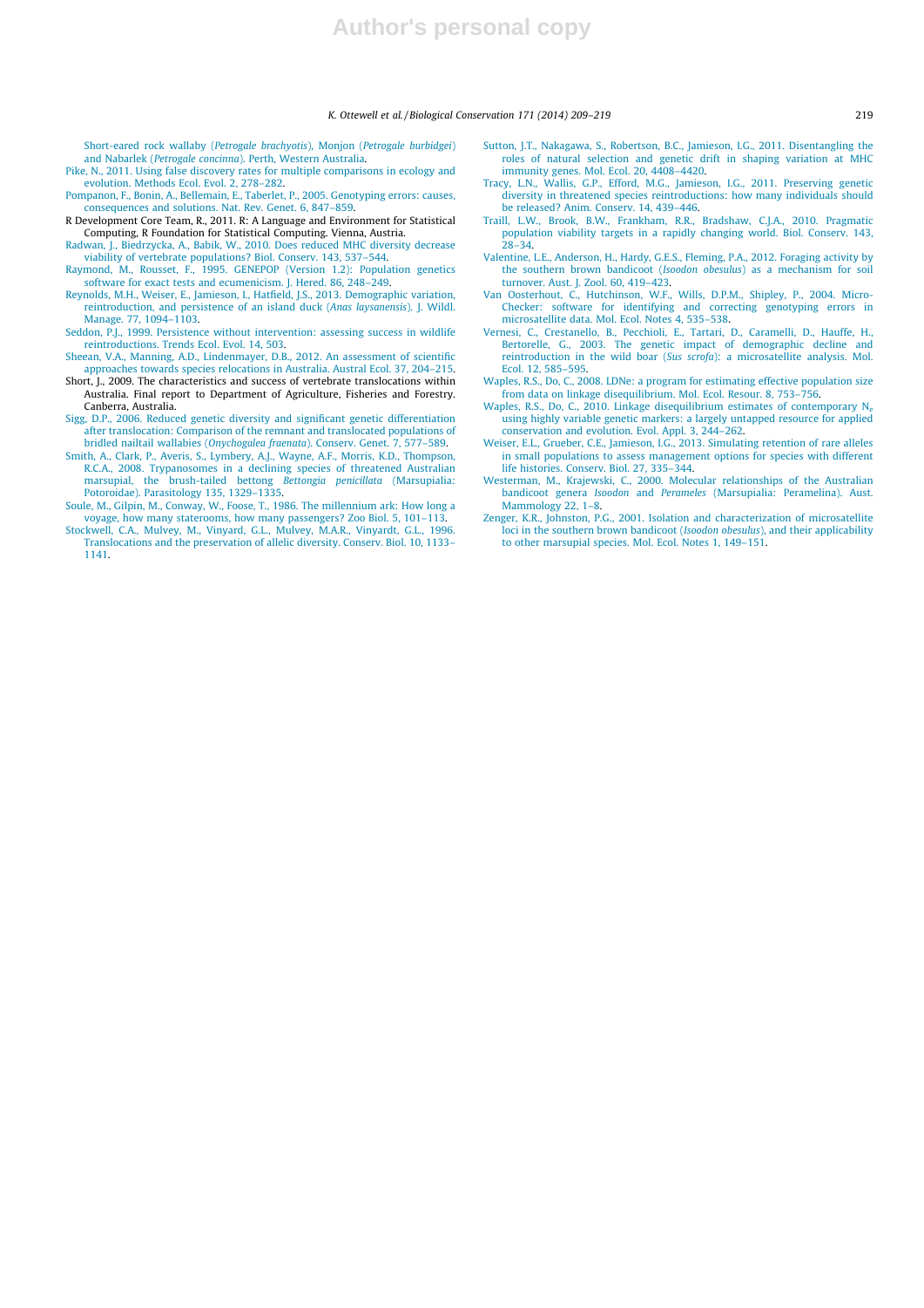Short-eared rock wallaby (*Petrogale brachyotis*), Monjon (*Petrogale burbidgei*) and Nabarlek (*Petrogale concinna*). Perth, Western Australia.

Pike, N., 2011. Using false discovery rates for multiple comparisons in ecology and evolution. Methods Ecol. Evol. 2, 278–282.

Pompanon, F., Bonin, A., Bellemain, E., Taberlet, P., 2005. Genotyping errors: causes, consequences and solutions. Nat. Rev. Genet. 6, 847–859.

R Development Core Team, R., 2011. R: A Language and Environment for Statistical Computing, R Foundation for Statistical Computing. Vienna, Austria.

Radwan, J., Biedrzycka, A., Babik, W., 2010. Does reduced MHC diversity decrease viability of vertebrate populations? Biol. Conserv. 143, 537–544.

Raymond, M., Rousset, F., 1995. GENEPOP (Version 1.2): Population genetics software for exact tests and ecumenicism. J. Hered. 86, 248–249.

Reynolds, M.H., Weiser, E., Jamieson, I., Hatfield, J.S., 2013. Demographic variation, reintroduction, and persistence of an island duck (*Anas laysanensis*). J. Wildl. Manage. 77, 1094–1103.

Seddon, P.J., 1999. Persistence without intervention: assessing success in wildlife reintroductions. Trends Ecol. Evol. 14, 503.

Sheean, V.A., Manning, A.D., Lindenmayer, D.B., 2012. An assessment of scientific approaches towards species relocations in Australia. Austral Ecol. 37, 204–215.

Short, J., 2009. The characteristics and success of vertebrate translocations within Australia. Final report to Department of Agriculture, Fisheries and Forestry. Canberra, Australia.

Sigg, D.P., 2006. Reduced genetic diversity and significant genetic differentiation after translocation: Comparison of the remnant and translocated populations of bridled nailtail wallabies (*Onychogalea fraenata*). Conserv. Genet. 7, 577–589.

Smith, A., Clark, P., Averis, S., Lymbery, A.J., Wayne, A.F., Morris, K.D., Thompson, R.C.A., 2008. Trypanosomes in a declining species of threatened Australian marsupial, the brush-tailed bettong *Bettongia penicillata* (Marsupialia: Potoroidae). Parasitology 135, 1329–1335.

Soule, M., Gilpin, M., Conway, W., Foose, T., 1986. The millennium ark: How long a voyage, how many staterooms, how many passengers? Zoo Biol. 5, 101–113.

Stockwell, C.A., Mulvey, M., Vinyard, G.L., Mulvey, M.A.R., Vinyardt, G.L., 1996. Translocations and the preservation of allelic diversity. Conserv. Biol. 10, 1133–1141.

Sutton, J.T., Nakagawa, S., Robertson, B.C., Jamieson, I.G., 2011. Disentangling the roles of natural selection and genetic drift in shaping variation at MHC immunity genes. Mol. Ecol. 20, 4408–4420.

Tracy, L.N., Wallis, G.P., Efford, M.G., Jamieson, I.G., 2011. Preserving genetic diversity in threatened species reintroductions: how many individuals should be released? Anim. Conserv. 14, 439–446.

Traill, L.W., Brook, B.W., Frankham, R.R., Bradshaw, C.J.A., 2010. Pragmatic population viability targets in a rapidly changing world. Biol. Conserv. 143, 28–34.

Valentine, L.E., Anderson, H., Hardy, G.E.S., Fleming, P.A., 2012. Foraging activity by the southern brown bandicoot (*Isoodon obesulus*) as a mechanism for soil turnover. Aust. J. Zool. 60, 419–423.

Van Oosterhout, C., Hutchinson, W.F., Wills, D.P.M., Shipley, P., 2004. Micro-Checker: software for identifying and correcting genotyping errors in microsatellite data. Mol. Ecol. Notes 4, 535–538.

Vernesi, C., Crestanello, B., Pecchioli, E., Tartari, D., Caramelli, D., Hauffe, H., Bertorelle, G., 2003. The genetic impact of demographic decline and reintroduction in the wild boar (*Sus scrofa*): a microsatellite analysis. Mol. Ecol. 12, 585–595.

Waples, R.S., Do, C., 2008. LDNe: a program for estimating effective population size from data on linkage disequilibrium. Mol. Ecol. Resour. 8, 753–756.

Waples, R.S., Do, C., 2010. Linkage disequilibrium estimates of contemporary $N_e$ using highly variable genetic markers: a largely untapped resource for applied conservation and evolution. Evol. Appl. 3, 244–262.

Weiser, E.L., Grueber, C.E., Jamieson, I.G., 2013. Simulating retention of rare alleles in small populations to assess management options for species with different life histories. Conserv. Biol. 27, 335–344.

Westerman, M., Krajewski, C., 2000. Molecular relationships of the Australian bandicoot genera *Isoodon* and *Perameles* (Marsupialia: Peramelina). Aust. Mammology 22, 1–8.

Zenger, K.R., Johnston, P.G., 2001. Isolation and characterization of microsatellite loci in the southern brown bandicoot (*Isoodon obesulus*), and their applicability to other marsupial species. Mol. Ecol. Notes 1, 149–151.